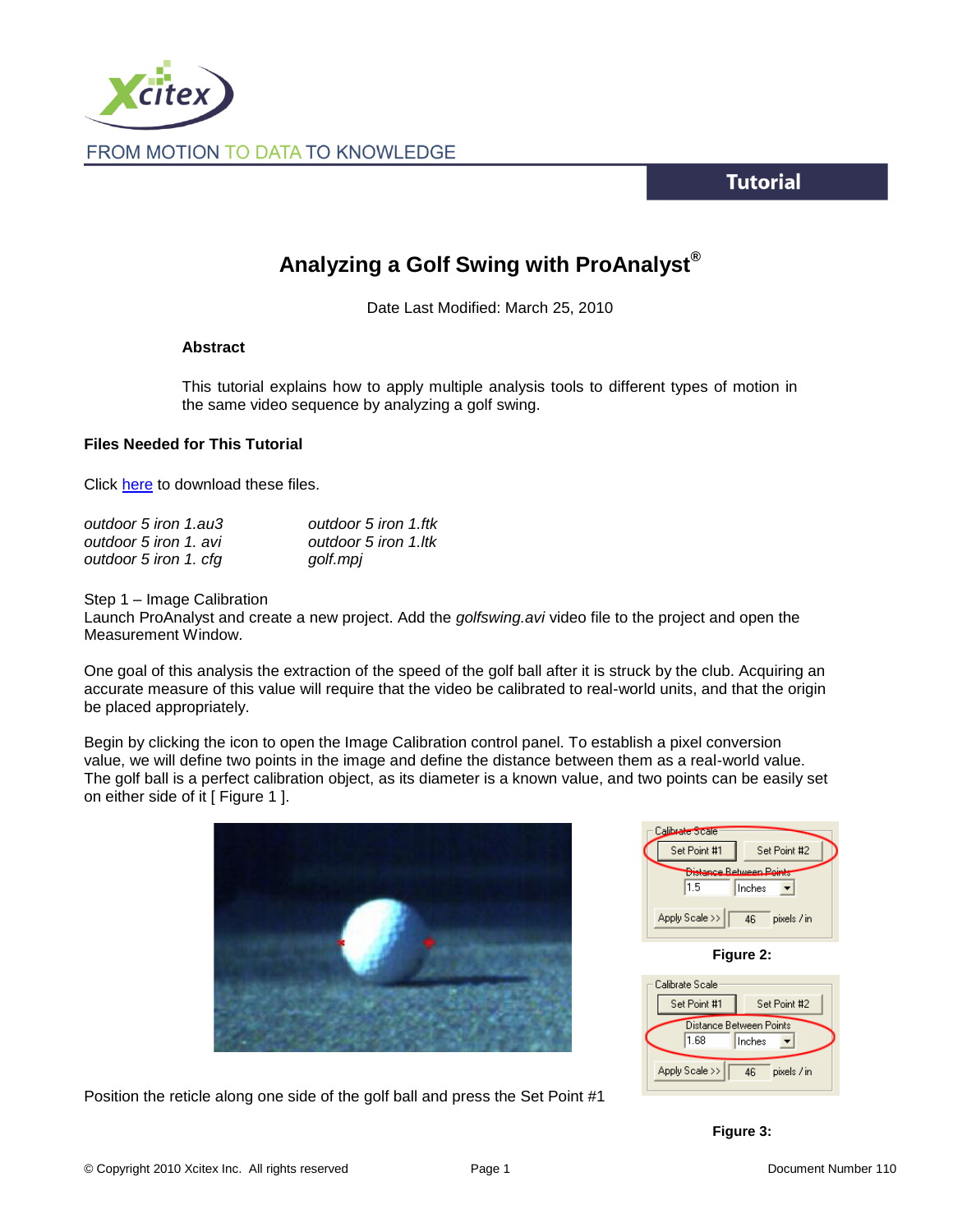FROM MOTION TO DATA TO KNOWLEDGE

**Tutorial**

# Analyzing a Golf Swing with ProAnalyst®

Date Last Modified: March 25, 2010

**Abstract**

This tutorial explains how to apply multiple analysis tools to different types of motion in the same video sequence by analyzing a golf swing.

### Files Needed for This Tutorial

Click here to download these files.

| | |
|---|---|
| *outdoor 5 iron 1.au3* | *outdoor 5 iron 1.ftk* |
| *outdoor 5 iron 1. avi* | *outdoor 5 iron 1.ltk* |
| *outdoor 5 iron 1. cfg* | *golf.mpj* |

Step 1 – Image Calibration
Launch ProAnalyst and create a new project. Add the *golfswing.avi* video file to the project and open the Measurement Window.

One goal of this analysis the extraction of the speed of the golf ball after it is struck by the club. Acquiring an accurate measure of this value will require that the video be calibrated to real-world units, and that the origin be placed appropriately.

Begin by clicking the icon to open the Image Calibration control panel. To establish a pixel conversion value, we will define two points in the image and define the distance between them as a real-world value. The golf ball is a perfect calibration object, as its diameter is a known value, and two points can be easily set on either side of it [ Figure 1 ].

**Figure 2:**

**Figure 3:**

Position the reticle along one side of the golf ball and press the Set Point #1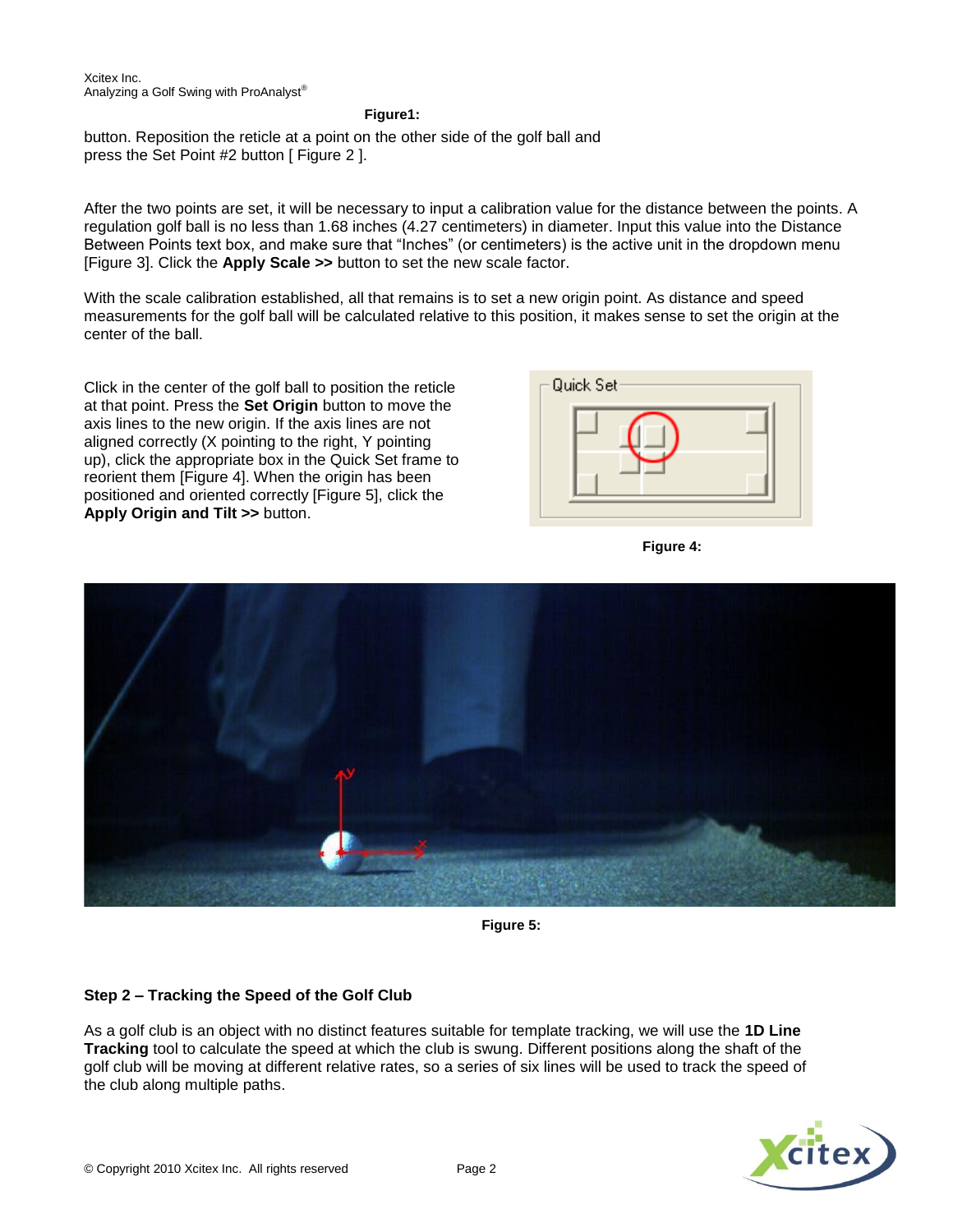**Figure1:**

button. Reposition the reticle at a point on the other side of the golf ball and press the Set Point #2 button [ Figure 2 ].

After the two points are set, it will be necessary to input a calibration value for the distance between the points. A regulation golf ball is no less than 1.68 inches (4.27 centimeters) in diameter. Input this value into the Distance Between Points text box, and make sure that "Inches" (or centimeters) is the active unit in the dropdown menu [Figure 3]. Click the **Apply Scale >>** button to set the new scale factor.

With the scale calibration established, all that remains is to set a new origin point. As distance and speed measurements for the golf ball will be calculated relative to this position, it makes sense to set the origin at the center of the ball.

Click in the center of the golf ball to position the reticle at that point. Press the **Set Origin** button to move the axis lines to the new origin. If the axis lines are not aligned correctly (X pointing to the right, Y pointing up), click the appropriate box in the Quick Set frame to reorient them [Figure 4]. When the origin has been positioned and oriented correctly [Figure 5], click the **Apply Origin and Tilt >>** button.

**Figure 4:**

**Figure 5:**

### Step 2 – Tracking the Speed of the Golf Club

As a golf club is an object with no distinct features suitable for template tracking, we will use the **1D Line Tracking** tool to calculate the speed at which the club is swung. Different positions along the shaft of the golf club will be moving at different relative rates, so a series of six lines will be used to track the speed of the club along multiple paths.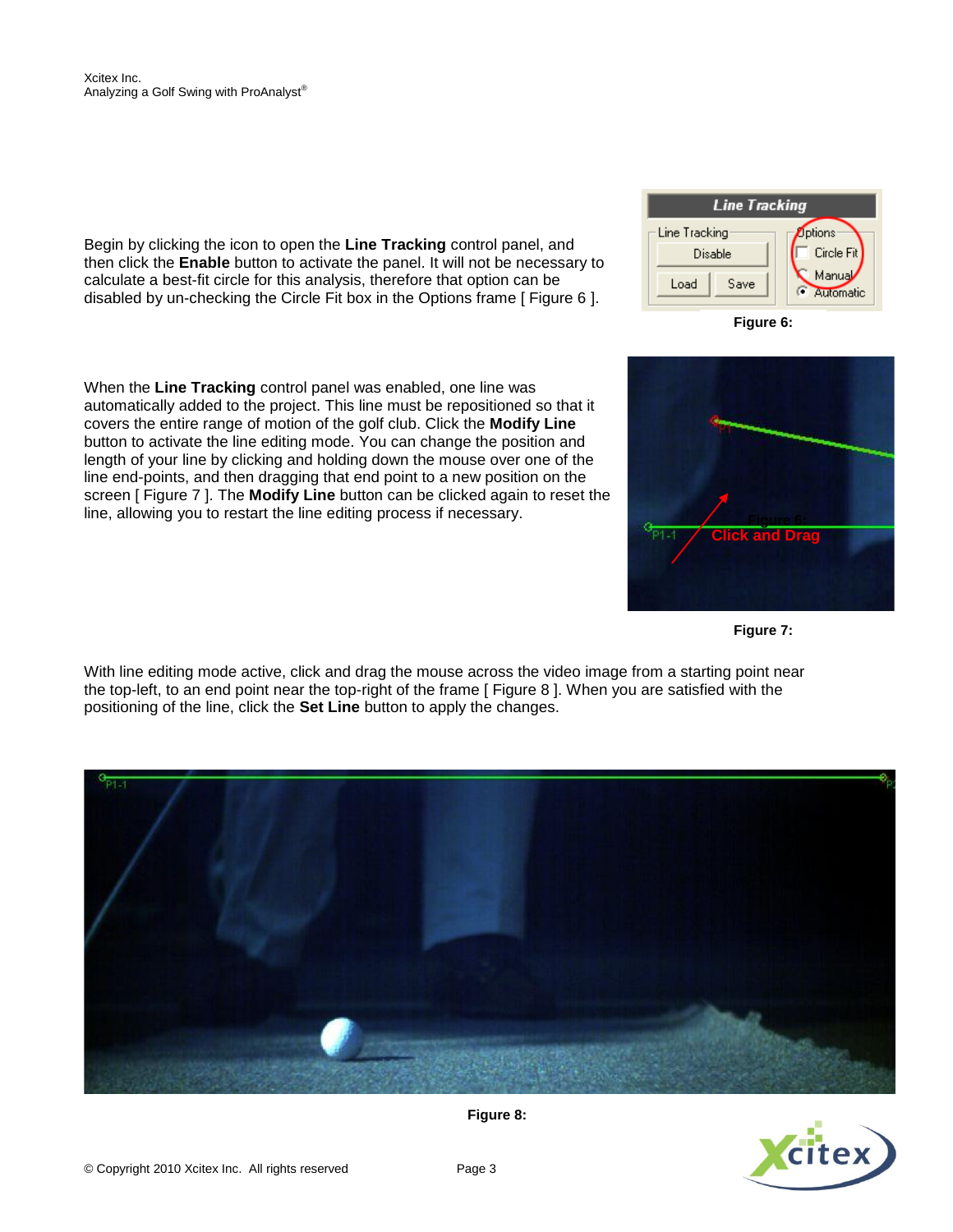Begin by clicking the icon to open the **Line Tracking** control panel, and then click the **Enable** button to activate the panel. It will not be necessary to calculate a best-fit circle for this analysis, therefore that option can be disabled by un-checking the Circle Fit box in the Options frame [ Figure 6 ].

**Figure 6:**

When the **Line Tracking** control panel was enabled, one line was automatically added to the project. This line must be repositioned so that it covers the entire range of motion of the golf club. Click the **Modify Line** button to activate the line editing mode. You can change the position and length of your line by clicking and holding down the mouse over one of the line end-points, and then dragging that end point to a new position on the screen [ Figure 7 ]. The **Modify Line** button can be clicked again to reset the line, allowing you to restart the line editing process if necessary.

**Figure 7:**

With line editing mode active, click and drag the mouse across the video image from a starting point near the top-left, to an end point near the top-right of the frame [ Figure 8 ]. When you are satisfied with the positioning of the line, click the **Set Line** button to apply the changes.

**Figure 8:**

© Copyright 2010 Xcitex Inc. All rights reserved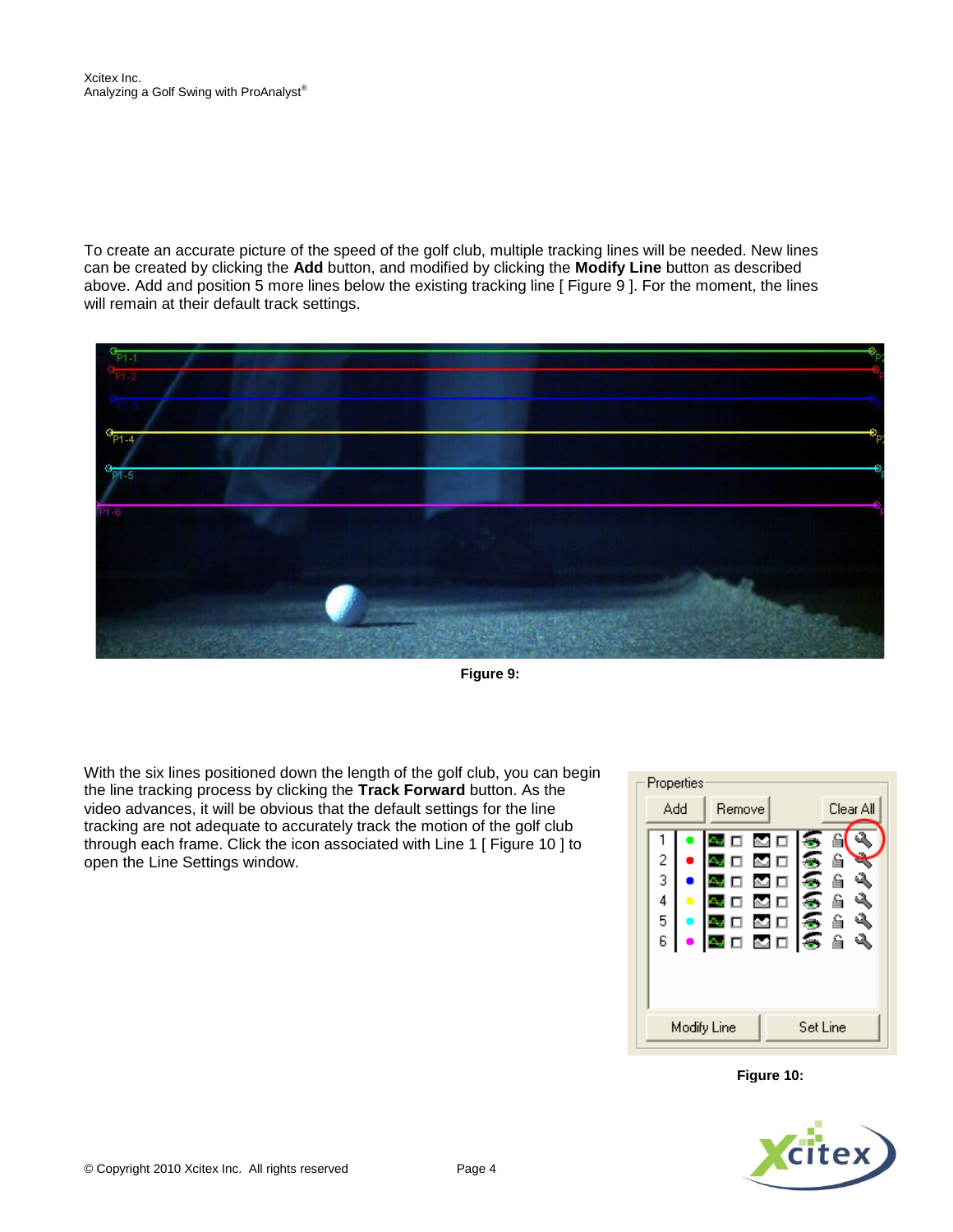To create an accurate picture of the speed of the golf club, multiple tracking lines will be needed. New lines can be created by clicking the **Add** button, and modified by clicking the **Modify Line** button as described above. Add and position 5 more lines below the existing tracking line [ Figure 9 ]. For the moment, the lines will remain at their default track settings.

**Figure 9:**

With the six lines positioned down the length of the golf club, you can begin the line tracking process by clicking the **Track Forward** button. As the video advances, it will be obvious that the default settings for the line tracking are not adequate to accurately track the motion of the golf club through each frame. Click the icon associated with Line 1 [ Figure 10 ] to open the Line Settings window.

**Figure 10:**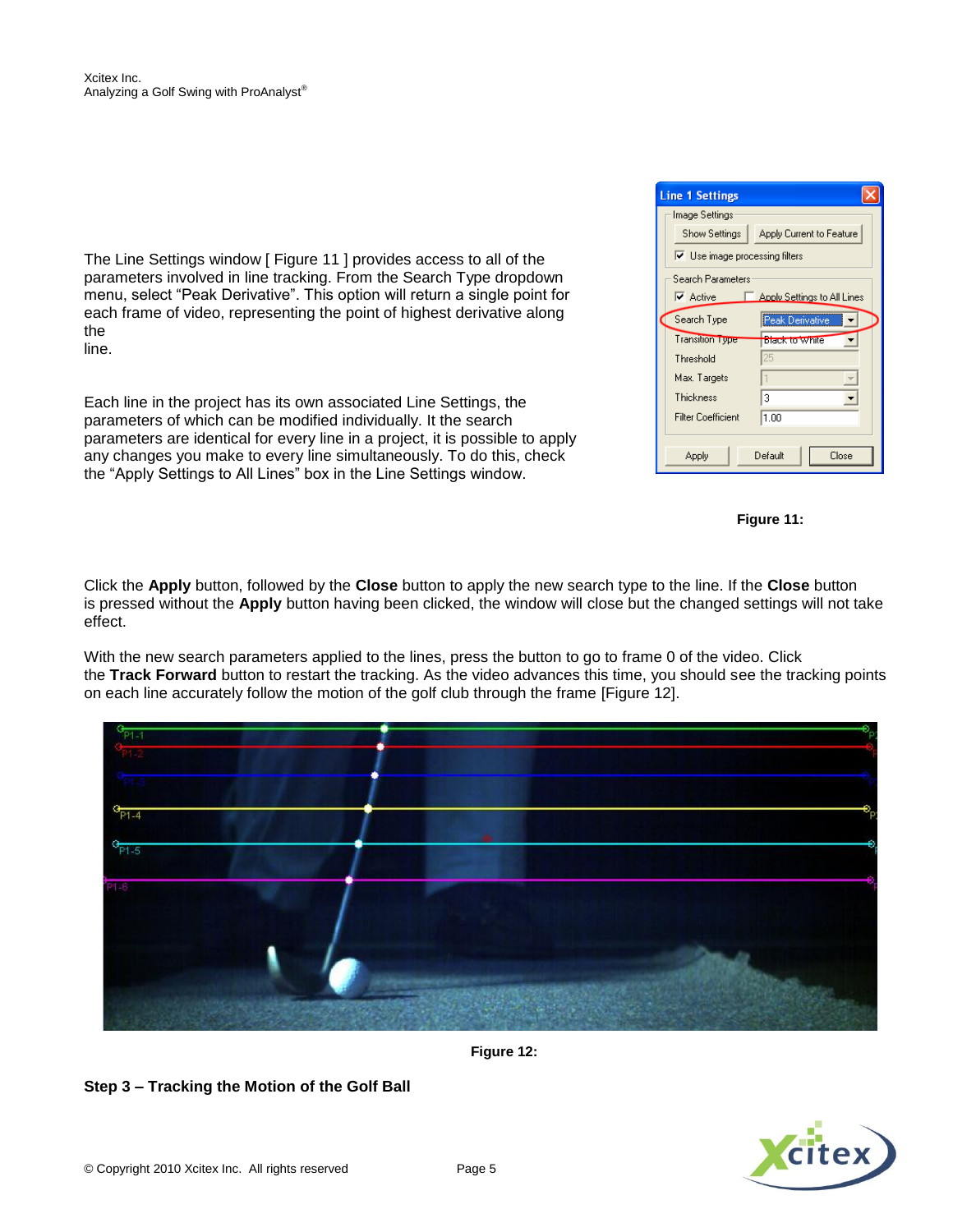The Line Settings window [ Figure 11 ] provides access to all of the parameters involved in line tracking. From the Search Type dropdown menu, select "Peak Derivative". This option will return a single point for each frame of video, representing the point of highest derivative along the line.

Each line in the project has its own associated Line Settings, the parameters of which can be modified individually. It the search parameters are identical for every line in a project, it is possible to apply any changes you make to every line simultaneously. To do this, check the "Apply Settings to All Lines" box in the Line Settings window.

**Figure 11:**

Click the **Apply** button, followed by the **Close** button to apply the new search type to the line. If the **Close** button is pressed without the **Apply** button having been clicked, the window will close but the changed settings will not take effect.

With the new search parameters applied to the lines, press the button to go to frame 0 of the video. Click the **Track Forward** button to restart the tracking. As the video advances this time, you should see the tracking points on each line accurately follow the motion of the golf club through the frame [Figure 12].

**Figure 12:**

**Step 3 – Tracking the Motion of the Golf Ball**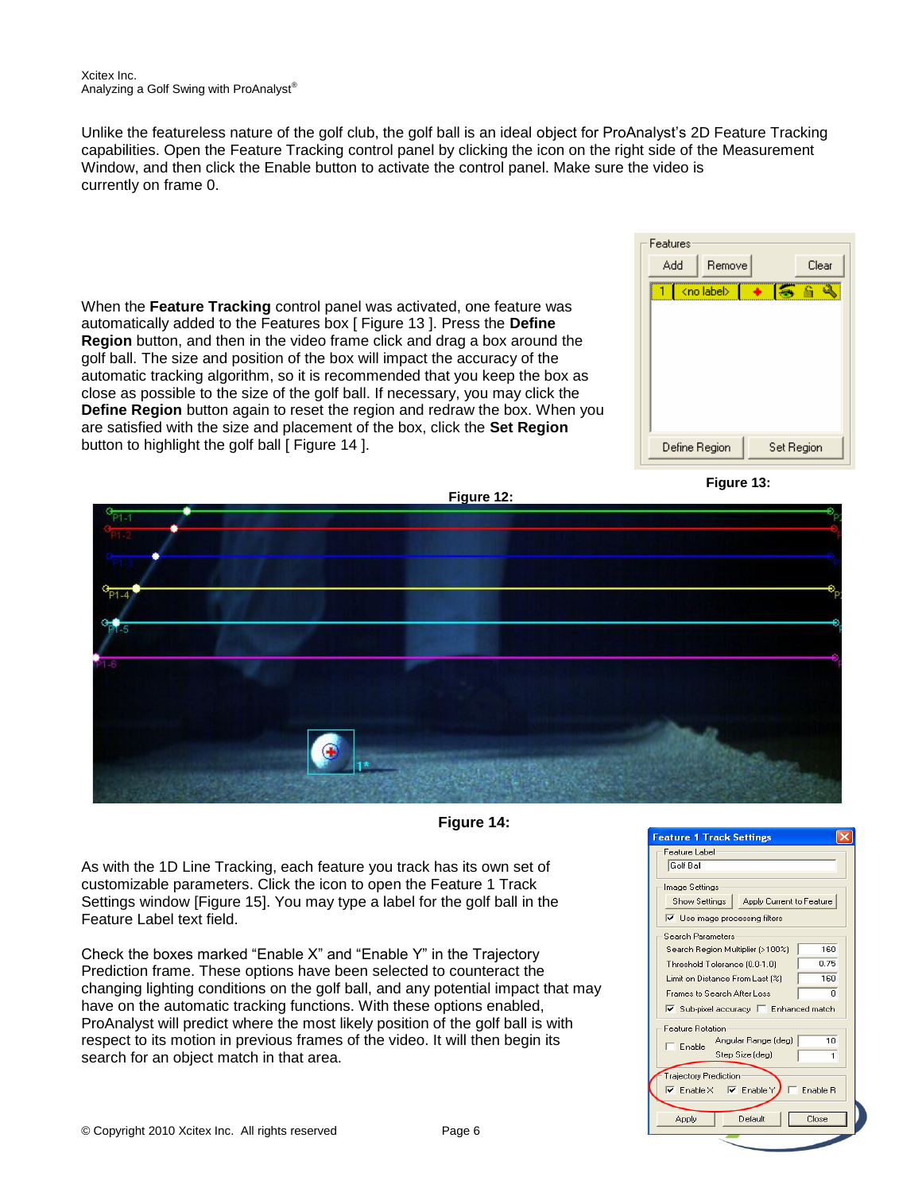Unlike the featureless nature of the golf club, the golf ball is an ideal object for ProAnalyst's 2D Feature Tracking capabilities. Open the Feature Tracking control panel by clicking the icon on the right side of the Measurement Window, and then click the Enable button to activate the control panel. Make sure the video is currently on frame 0.

When the **Feature Tracking** control panel was activated, one feature was automatically added to the Features box [ Figure 13 ]. Press the **Define Region** button, and then in the video frame click and drag a box around the golf ball. The size and position of the box will impact the accuracy of the automatic tracking algorithm, so it is recommended that you keep the box as close as possible to the size of the golf ball. If necessary, you may click the **Define Region** button again to reset the region and redraw the box. When you are satisfied with the size and placement of the box, click the **Set Region** button to highlight the golf ball [ Figure 14 ].

**Figure 13:**

**Figure 12:**

**Figure 14:**

As with the 1D Line Tracking, each feature you track has its own set of customizable parameters. Click the icon to open the Feature 1 Track Settings window [Figure 15]. You may type a label for the golf ball in the Feature Label text field.

Check the boxes marked "Enable X" and "Enable Y" in the Trajectory Prediction frame. These options have been selected to counteract the changing lighting conditions on the golf ball, and any potential impact that may have on the automatic tracking functions. With these options enabled, ProAnalyst will predict where the most likely position of the golf ball is with respect to its motion in previous frames of the video. It will then begin its search for an object match in that area.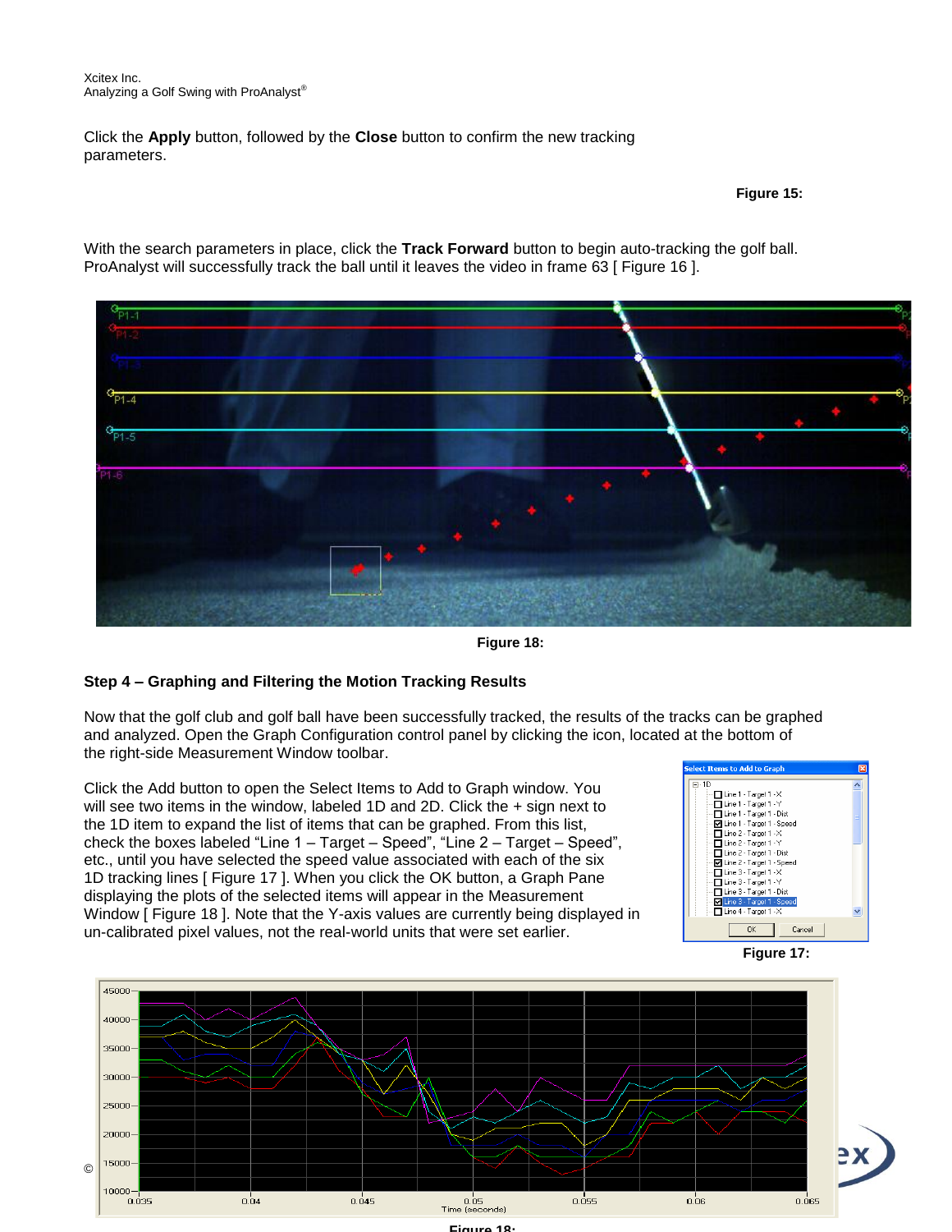Click the **Apply** button, followed by the **Close** button to confirm the new tracking parameters.

**Figure 15:**

With the search parameters in place, click the **Track Forward** button to begin auto-tracking the golf ball. ProAnalyst will successfully track the ball until it leaves the video in frame 63 [ Figure 16 ].

**Figure 18:**

### Step 4 – Graphing and Filtering the Motion Tracking Results

Now that the golf club and golf ball have been successfully tracked, the results of the tracks can be graphed and analyzed. Open the Graph Configuration control panel by clicking the icon, located at the bottom of the right-side Measurement Window toolbar.

Click the Add button to open the Select Items to Add to Graph window. You will see two items in the window, labeled 1D and 2D. Click the + sign next to the 1D item to expand the list of items that can be graphed. From this list, check the boxes labeled “Line 1 – Target – Speed”, “Line 2 – Target – Speed”, etc., until you have selected the speed value associated with each of the six 1D tracking lines [ Figure 17 ]. When you click the OK button, a Graph Pane displaying the plots of the selected items will appear in the Measurement Window [ Figure 18 ]. Note that the Y-axis values are currently being displayed in un-calibrated pixel values, not the real-world units that were set earlier.

**Figure 17:**

**Figure 18:**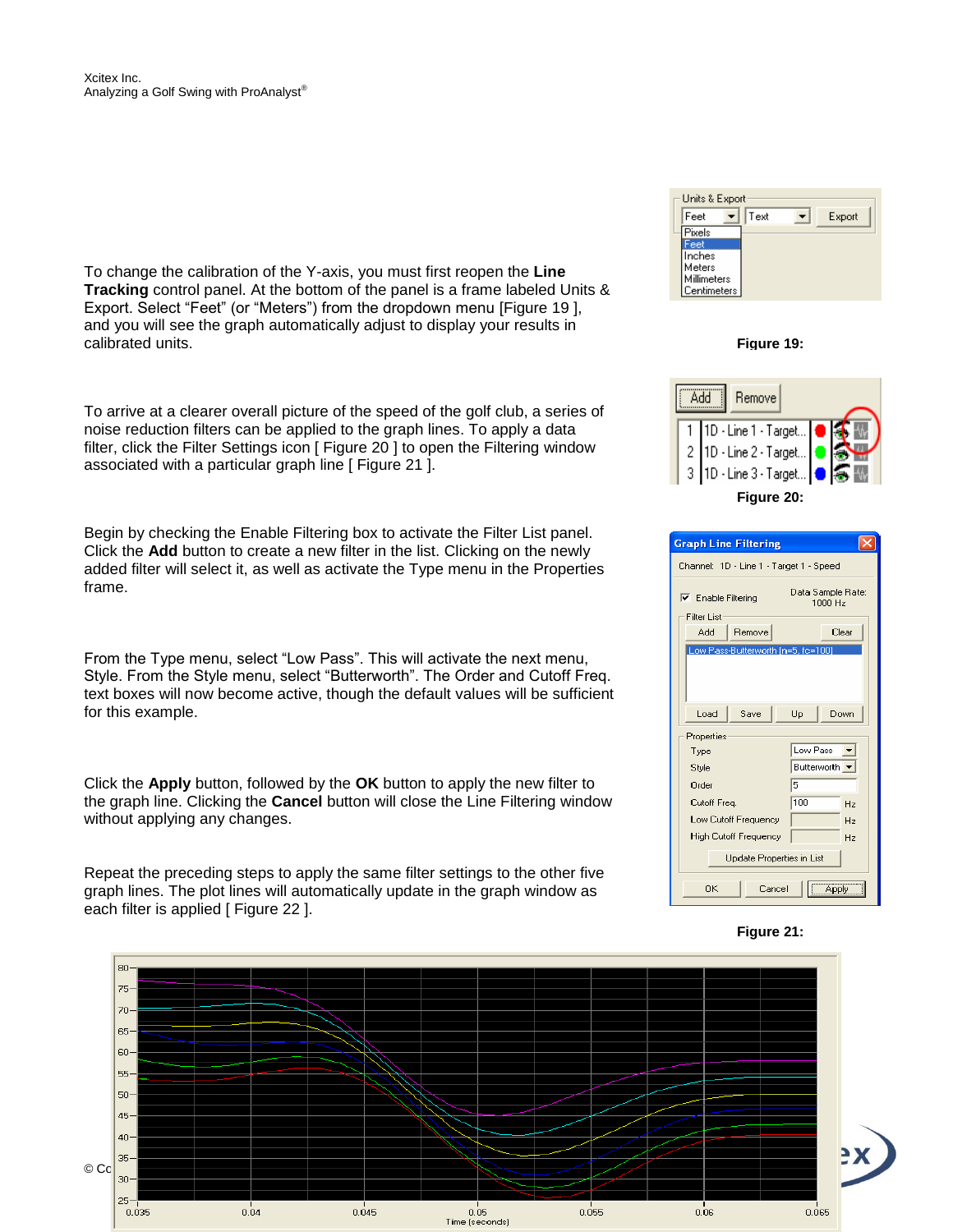To change the calibration of the Y-axis, you must first reopen the **Line Tracking** control panel. At the bottom of the panel is a frame labeled Units & Export. Select "Feet" (or "Meters") from the dropdown menu [Figure 19 ], and you will see the graph automatically adjust to display your results in calibrated units.

**Figure 19:**

To arrive at a clearer overall picture of the speed of the golf club, a series of noise reduction filters can be applied to the graph lines. To apply a data filter, click the Filter Settings icon [ Figure 20 ] to open the Filtering window associated with a particular graph line [ Figure 21 ].

**Figure 20:**

Begin by checking the Enable Filtering box to activate the Filter List panel. Click the **Add** button to create a new filter in the list. Clicking on the newly added filter will select it, as well as activate the Type menu in the Properties frame.

From the Type menu, select "Low Pass". This will activate the next menu, Style. From the Style menu, select "Butterworth". The Order and Cutoff Freq. text boxes will now become active, though the default values will be sufficient for this example.

Click the **Apply** button, followed by the **OK** button to apply the new filter to the graph line. Clicking the **Cancel** button will close the Line Filtering window without applying any changes.

**Figure 21:**

Repeat the preceding steps to apply the same filter settings to the other five graph lines. The plot lines will automatically update in the graph window as each filter is applied [ Figure 22 ].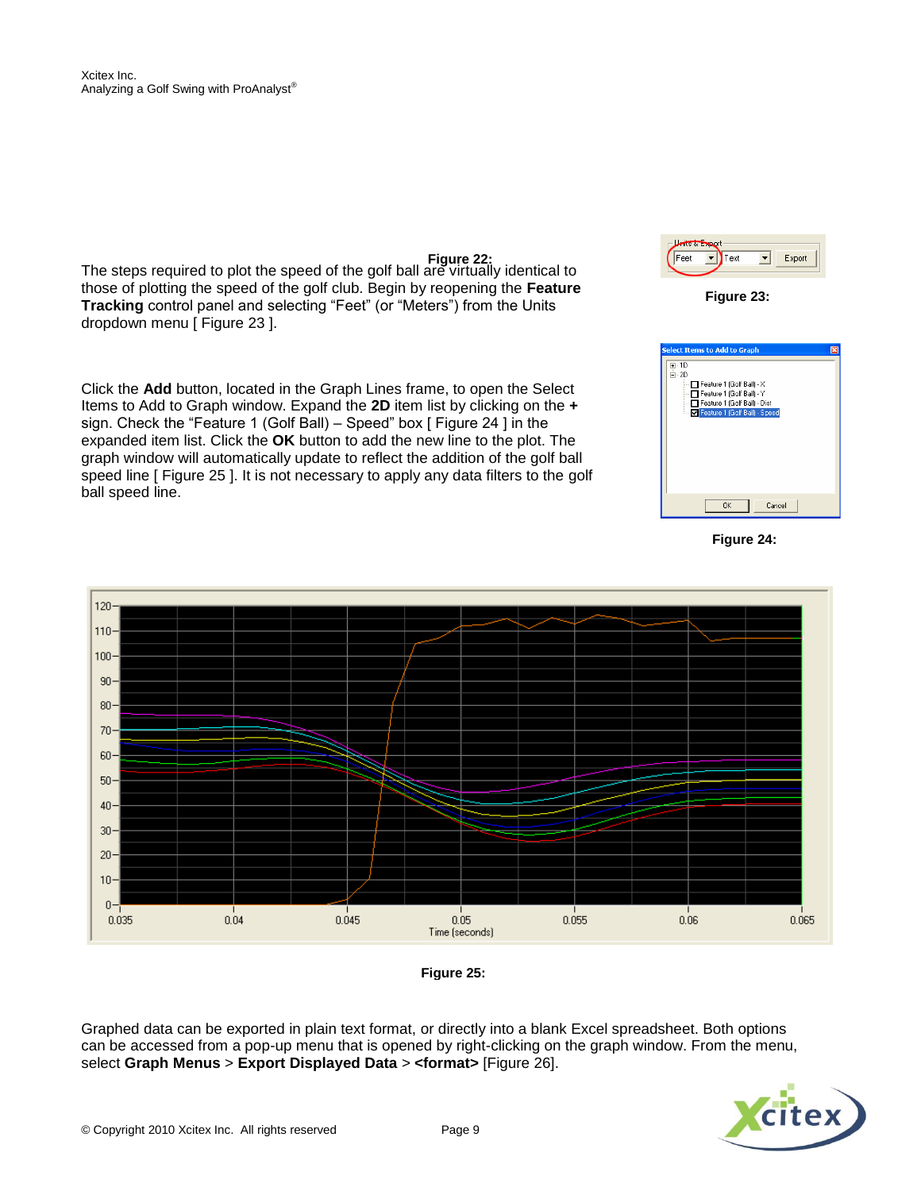Figure 22:

The steps required to plot the speed of the golf ball are virtually identical to those of plotting the speed of the golf club. Begin by reopening the **Feature Tracking** control panel and selecting "Feet" (or "Meters") from the Units dropdown menu [ Figure 23 ].

Figure 23:

Click the **Add** button, located in the Graph Lines frame, to open the Select Items to Add to Graph window. Expand the **2D** item list by clicking on the **+** sign. Check the "Feature 1 (Golf Ball) – Speed" box [ Figure 24 ] in the expanded item list. Click the **OK** button to add the new line to the plot. The graph window will automatically update to reflect the addition of the golf ball speed line [ Figure 25 ]. It is not necessary to apply any data filters to the golf ball speed line.

Figure 24:

Figure 25:

Graphed data can be exported in plain text format, or directly into a blank Excel spreadsheet. Both options can be accessed from a pop-up menu that is opened by right-clicking on the graph window. From the menu, select **Graph Menus** > **Export Displayed Data** > **<format>** [Figure 26].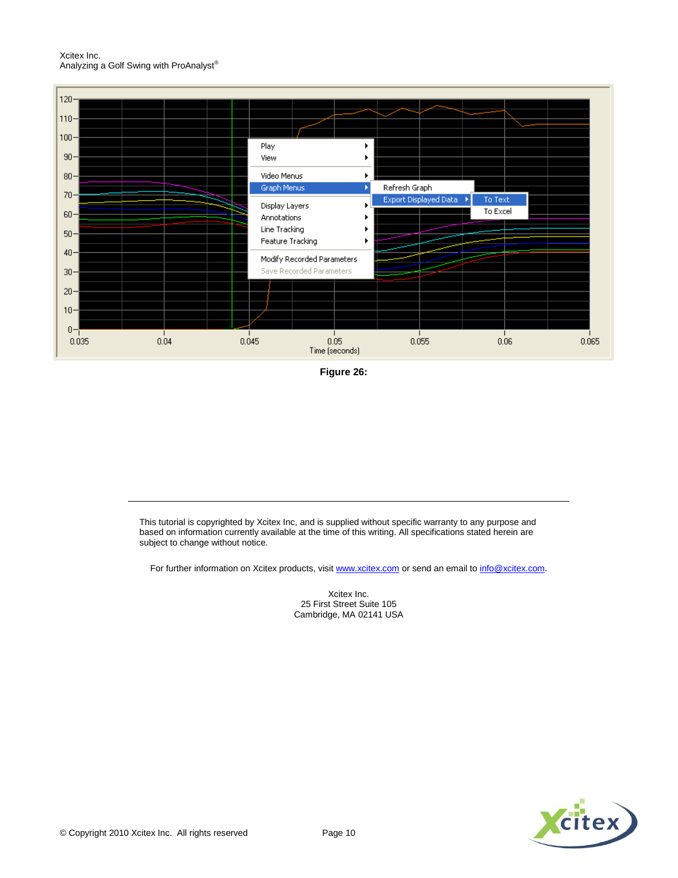120
110
100
90
80
70
60
50
40
30
20
10
0

0.035 0.04 0.045 0.05 0.055 0.06 0.065

Time (seconds)

Play
View
Video Menus
Graph Menus
Display Layers
Annotations
Line Tracking
Feature Tracking
Modify Recorded Parameters
Save Recorded Parameters

Refresh Graph
Export Displayed Data

To Text
To Excel

**Figure 26:**

---

This tutorial is copyrighted by Xcitex Inc, and is supplied without specific warranty to any purpose and based on information currently available at the time of this writing. All specifications stated herein are subject to change without notice.

For further information on Xcitex products, visit [www.xcitex.com](http://www.xcitex.com) or send an email to [info@xcitex.com](mailto:info@xcitex.com).

Xcitex Inc.
25 First Street Suite 105
Cambridge, MA 02141 USA

© Copyright 2010 Xcitex Inc. All rights reserved